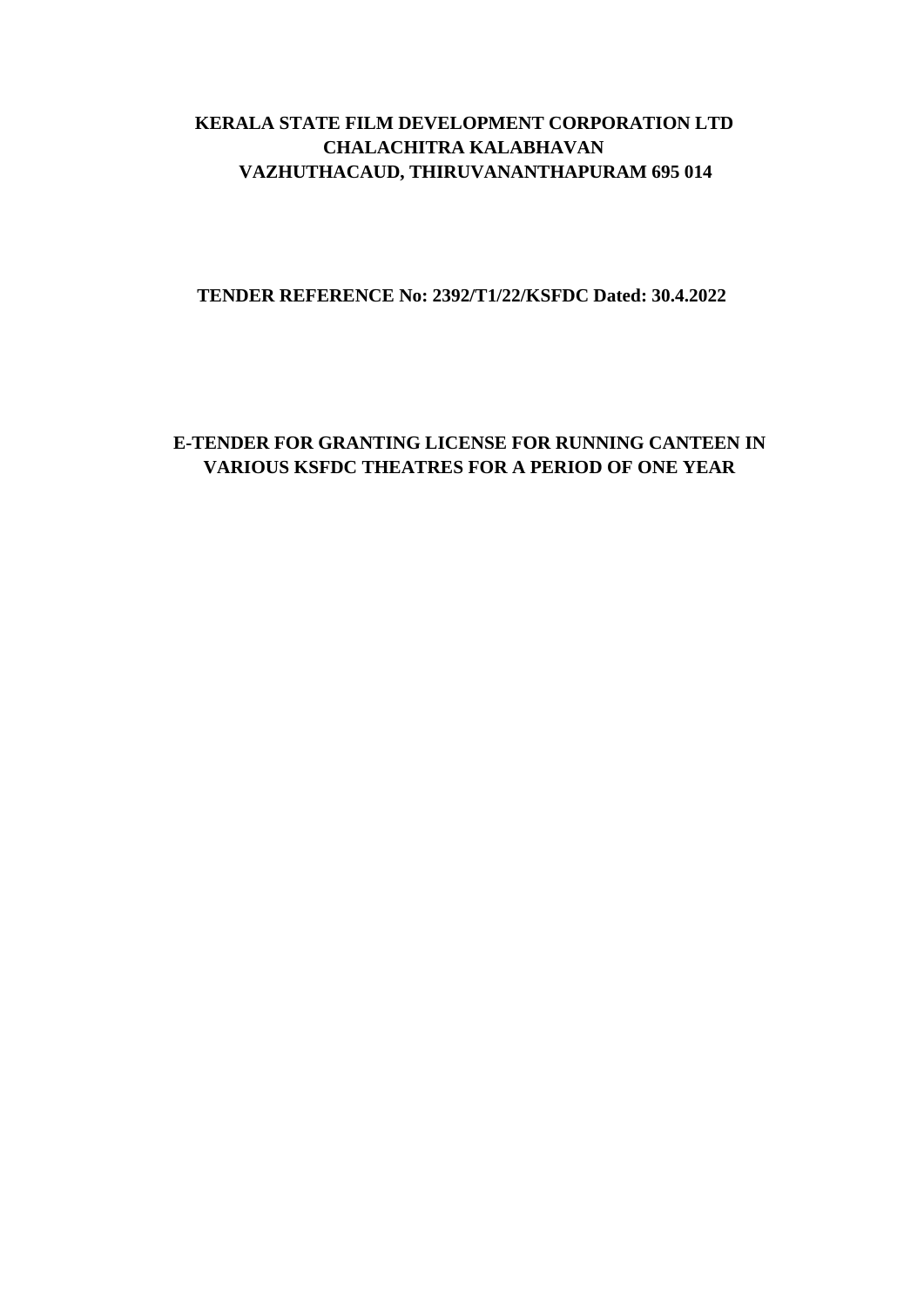**KERALA STATE FILM DEVELOPMENT CORPORATION LTD**
**CHALACHITRA KALABHAVAN**
**VAZHUTHACAUD, THIRUVANANTHAPURAM 695 014**

**TENDER REFERENCE No: 2392/T1/22/KSFDC Dated: 30.4.2022**

# E-TENDER FOR GRANTING LICENSE FOR RUNNING CANTEEN IN VARIOUS KSFDC THEATRES FOR A PERIOD OF ONE YEAR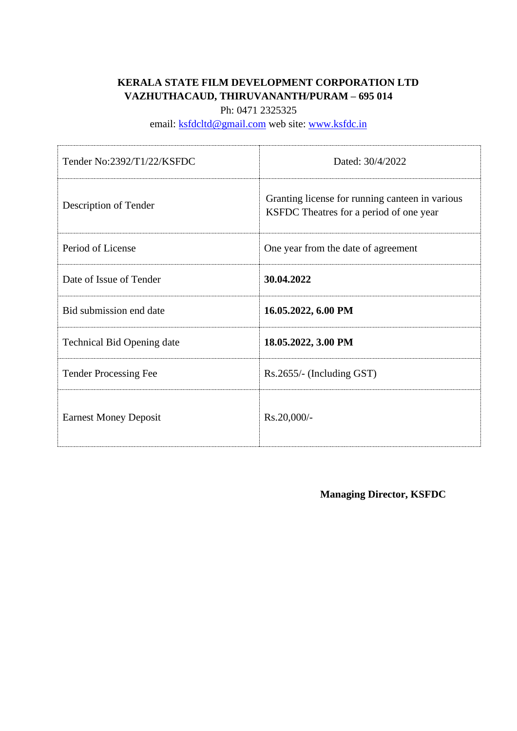**KERALA STATE FILM DEVELOPMENT CORPORATION LTD**
**VAZHUTHACAUD, THIRUVANANTH/PURAM – 695 014**

Ph: 0471 2325325

email: ksfdcltd@gmail.com web site: www.ksfdc.in

| Tender No:2392/T1/22/KSFDC | Dated: 30/4/2022 |
|---|---|
| Description of Tender | Granting license for running canteen in various KSFDC Theatres for a period of one year |
| Period of License | One year from the date of agreement |
| Date of Issue of Tender | **30.04.2022** |
| Bid submission end date | **16.05.2022, 6.00 PM** |
| Technical Bid Opening date | **18.05.2022, 3.00 PM** |
| Tender Processing Fee | Rs.2655/- (Including GST) |
| Earnest Money Deposit | Rs.20,000/- |

**Managing Director, KSFDC**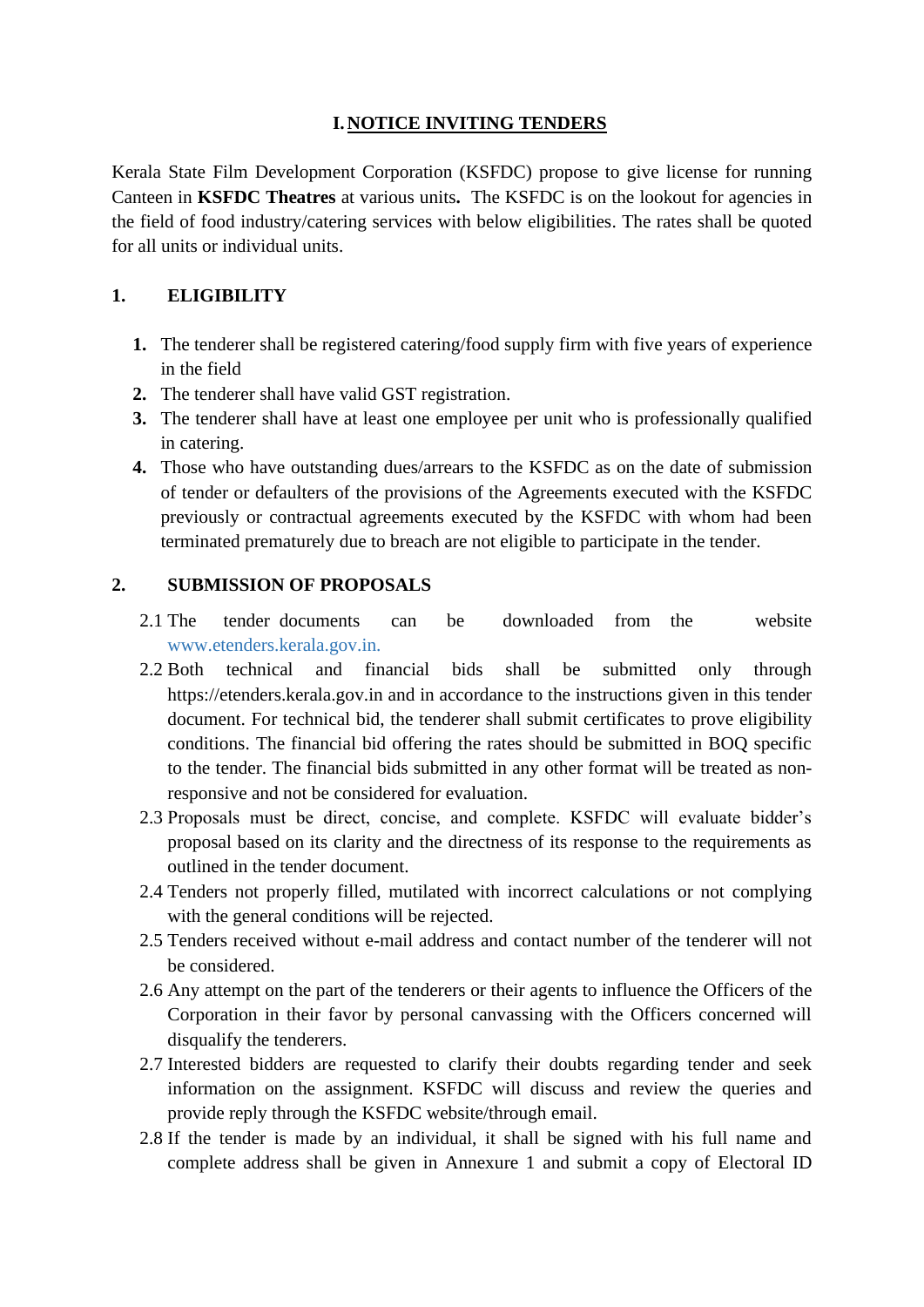# I. NOTICE INVITING TENDERS

Kerala State Film Development Corporation (KSFDC) propose to give license for running Canteen in **KSFDC Theatres** at various units**.** The KSFDC is on the lookout for agencies in the field of food industry/catering services with below eligibilities. The rates shall be quoted for all units or individual units.

## 1. ELIGIBILITY

1. The tenderer shall be registered catering/food supply firm with five years of experience in the field
2. The tenderer shall have valid GST registration.
3. The tenderer shall have at least one employee per unit who is professionally qualified in catering.
4. Those who have outstanding dues/arrears to the KSFDC as on the date of submission of tender or defaulters of the provisions of the Agreements executed with the KSFDC previously or contractual agreements executed by the KSFDC with whom had been terminated prematurely due to breach are not eligible to participate in the tender.

## 2. SUBMISSION OF PROPOSALS

2.1 The tender documents can be downloaded from the website www.etenders.kerala.gov.in.

2.2 Both technical and financial bids shall be submitted only through https://etenders.kerala.gov.in and in accordance to the instructions given in this tender document. For technical bid, the tenderer shall submit certificates to prove eligibility conditions. The financial bid offering the rates should be submitted in BOQ specific to the tender. The financial bids submitted in any other format will be treated as non-responsive and not be considered for evaluation.

2.3 Proposals must be direct, concise, and complete. KSFDC will evaluate bidder's proposal based on its clarity and the directness of its response to the requirements as outlined in the tender document.

2.4 Tenders not properly filled, mutilated with incorrect calculations or not complying with the general conditions will be rejected.

2.5 Tenders received without e-mail address and contact number of the tenderer will not be considered.

2.6 Any attempt on the part of the tenderers or their agents to influence the Officers of the Corporation in their favor by personal canvassing with the Officers concerned will disqualify the tenderers.

2.7 Interested bidders are requested to clarify their doubts regarding tender and seek information on the assignment. KSFDC will discuss and review the queries and provide reply through the KSFDC website/through email.

2.8 If the tender is made by an individual, it shall be signed with his full name and complete address shall be given in Annexure 1 and submit a copy of Electoral ID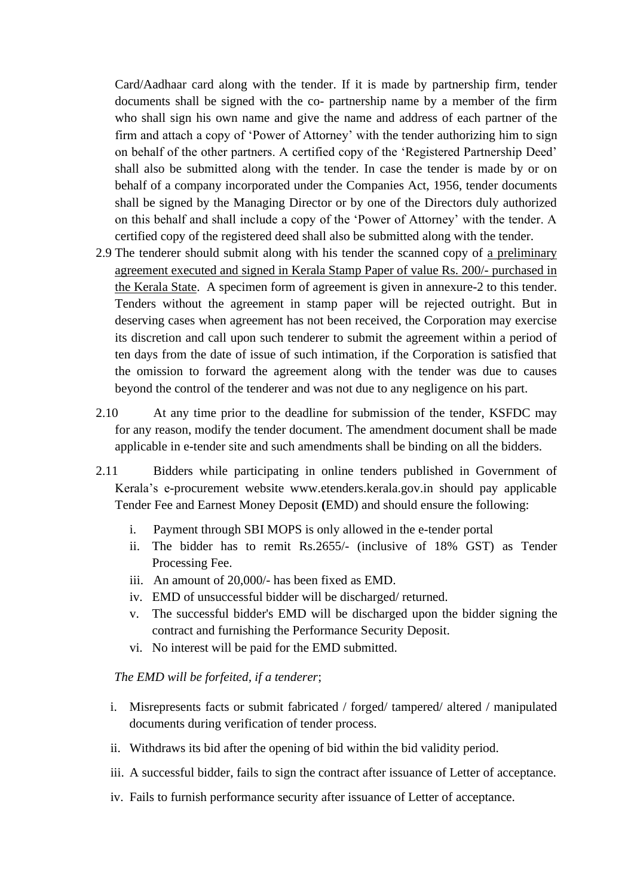Card/Aadhaar card along with the tender. If it is made by partnership firm, tender documents shall be signed with the co- partnership name by a member of the firm who shall sign his own name and give the name and address of each partner of the firm and attach a copy of 'Power of Attorney' with the tender authorizing him to sign on behalf of the other partners. A certified copy of the 'Registered Partnership Deed' shall also be submitted along with the tender. In case the tender is made by or on behalf of a company incorporated under the Companies Act, 1956, tender documents shall be signed by the Managing Director or by one of the Directors duly authorized on this behalf and shall include a copy of the 'Power of Attorney' with the tender. A certified copy of the registered deed shall also be submitted along with the tender.

2.9 The tenderer should submit along with his tender the scanned copy of a preliminary agreement executed and signed in Kerala Stamp Paper of value Rs. 200/- purchased in the Kerala State. A specimen form of agreement is given in annexure-2 to this tender. Tenders without the agreement in stamp paper will be rejected outright. But in deserving cases when agreement has not been received, the Corporation may exercise its discretion and call upon such tenderer to submit the agreement within a period of ten days from the date of issue of such intimation, if the Corporation is satisfied that the omission to forward the agreement along with the tender was due to causes beyond the control of the tenderer and was not due to any negligence on his part.

2.10 At any time prior to the deadline for submission of the tender, KSFDC may for any reason, modify the tender document. The amendment document shall be made applicable in e-tender site and such amendments shall be binding on all the bidders.

2.11 Bidders while participating in online tenders published in Government of Kerala's e-procurement website www.etenders.kerala.gov.in should pay applicable Tender Fee and Earnest Money Deposit (EMD) and should ensure the following:

i. Payment through SBI MOPS is only allowed in the e-tender portal
ii. The bidder has to remit Rs.2655/- (inclusive of 18% GST) as Tender Processing Fee.
iii. An amount of 20,000/- has been fixed as EMD.
iv. EMD of unsuccessful bidder will be discharged/ returned.
v. The successful bidder's EMD will be discharged upon the bidder signing the contract and furnishing the Performance Security Deposit.
vi. No interest will be paid for the EMD submitted.

*The EMD will be forfeited, if a tenderer*;

i. Misrepresents facts or submit fabricated / forged/ tampered/ altered / manipulated documents during verification of tender process.
ii. Withdraws its bid after the opening of bid within the bid validity period.
iii. A successful bidder, fails to sign the contract after issuance of Letter of acceptance.
iv. Fails to furnish performance security after issuance of Letter of acceptance.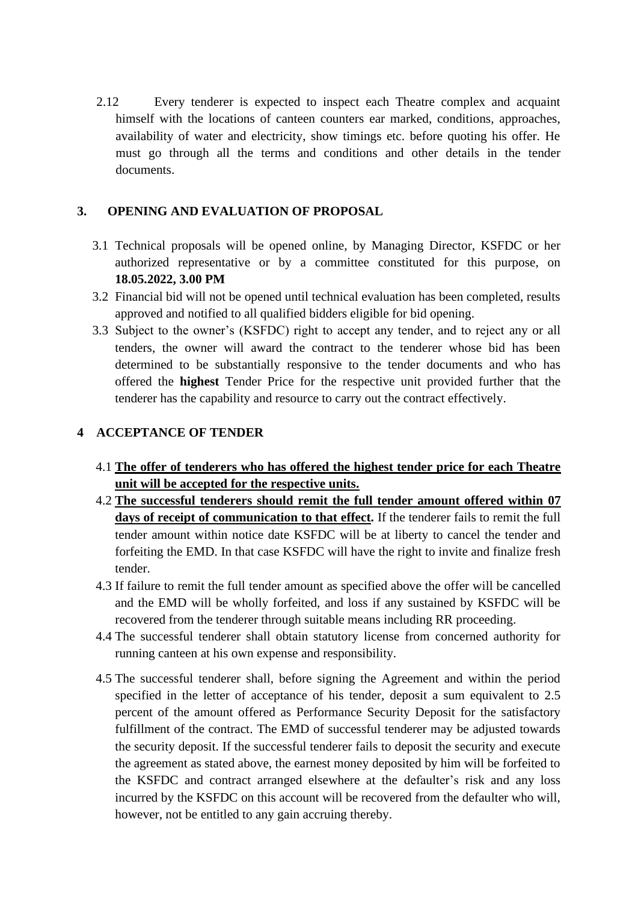2.12 Every tenderer is expected to inspect each Theatre complex and acquaint himself with the locations of canteen counters ear marked, conditions, approaches, availability of water and electricity, show timings etc. before quoting his offer. He must go through all the terms and conditions and other details in the tender documents.

## 3. OPENING AND EVALUATION OF PROPOSAL

3.1 Technical proposals will be opened online, by Managing Director, KSFDC or her authorized representative or by a committee constituted for this purpose, on **18.05.2022, 3.00 PM**

3.2 Financial bid will not be opened until technical evaluation has been completed, results approved and notified to all qualified bidders eligible for bid opening.

3.3 Subject to the owner's (KSFDC) right to accept any tender, and to reject any or all tenders, the owner will award the contract to the tenderer whose bid has been determined to be substantially responsive to the tender documents and who has offered the **highest** Tender Price for the respective unit provided further that the tenderer has the capability and resource to carry out the contract effectively.

## 4 ACCEPTANCE OF TENDER

4.1 **<u>The offer of tenderers who has offered the highest tender price for each Theatre unit will be accepted for the respective units.</u>**

4.2 **<u>The successful tenderers should remit the full tender amount offered within 07 days of receipt of communication to that effect.</u>** If the tenderer fails to remit the full tender amount within notice date KSFDC will be at liberty to cancel the tender and forfeiting the EMD. In that case KSFDC will have the right to invite and finalize fresh tender.

4.3 If failure to remit the full tender amount as specified above the offer will be cancelled and the EMD will be wholly forfeited, and loss if any sustained by KSFDC will be recovered from the tenderer through suitable means including RR proceeding.

4.4 The successful tenderer shall obtain statutory license from concerned authority for running canteen at his own expense and responsibility.

4.5 The successful tenderer shall, before signing the Agreement and within the period specified in the letter of acceptance of his tender, deposit a sum equivalent to 2.5 percent of the amount offered as Performance Security Deposit for the satisfactory fulfillment of the contract. The EMD of successful tenderer may be adjusted towards the security deposit. If the successful tenderer fails to deposit the security and execute the agreement as stated above, the earnest money deposited by him will be forfeited to the KSFDC and contract arranged elsewhere at the defaulter's risk and any loss incurred by the KSFDC on this account will be recovered from the defaulter who will, however, not be entitled to any gain accruing thereby.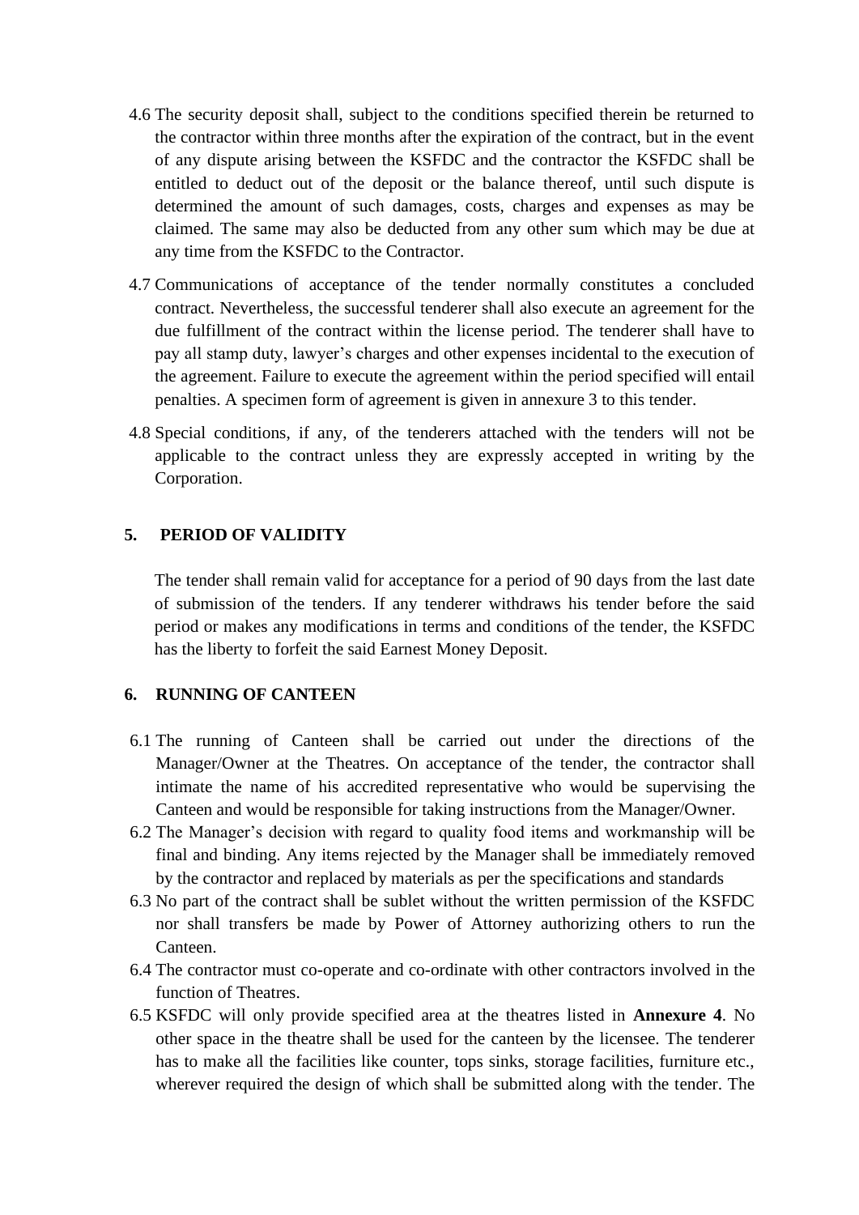4.6 The security deposit shall, subject to the conditions specified therein be returned to the contractor within three months after the expiration of the contract, but in the event of any dispute arising between the KSFDC and the contractor the KSFDC shall be entitled to deduct out of the deposit or the balance thereof, until such dispute is determined the amount of such damages, costs, charges and expenses as may be claimed. The same may also be deducted from any other sum which may be due at any time from the KSFDC to the Contractor.

4.7 Communications of acceptance of the tender normally constitutes a concluded contract. Nevertheless, the successful tenderer shall also execute an agreement for the due fulfillment of the contract within the license period. The tenderer shall have to pay all stamp duty, lawyer's charges and other expenses incidental to the execution of the agreement. Failure to execute the agreement within the period specified will entail penalties. A specimen form of agreement is given in annexure 3 to this tender.

4.8 Special conditions, if any, of the tenderers attached with the tenders will not be applicable to the contract unless they are expressly accepted in writing by the Corporation.

## 5. PERIOD OF VALIDITY

The tender shall remain valid for acceptance for a period of 90 days from the last date of submission of the tenders. If any tenderer withdraws his tender before the said period or makes any modifications in terms and conditions of the tender, the KSFDC has the liberty to forfeit the said Earnest Money Deposit.

## 6. RUNNING OF CANTEEN

6.1 The running of Canteen shall be carried out under the directions of the Manager/Owner at the Theatres. On acceptance of the tender, the contractor shall intimate the name of his accredited representative who would be supervising the Canteen and would be responsible for taking instructions from the Manager/Owner.

6.2 The Manager's decision with regard to quality food items and workmanship will be final and binding. Any items rejected by the Manager shall be immediately removed by the contractor and replaced by materials as per the specifications and standards

6.3 No part of the contract shall be sublet without the written permission of the KSFDC nor shall transfers be made by Power of Attorney authorizing others to run the Canteen.

6.4 The contractor must co-operate and co-ordinate with other contractors involved in the function of Theatres.

6.5 KSFDC will only provide specified area at the theatres listed in **Annexure 4**. No other space in the theatre shall be used for the canteen by the licensee. The tenderer has to make all the facilities like counter, tops sinks, storage facilities, furniture etc., wherever required the design of which shall be submitted along with the tender. The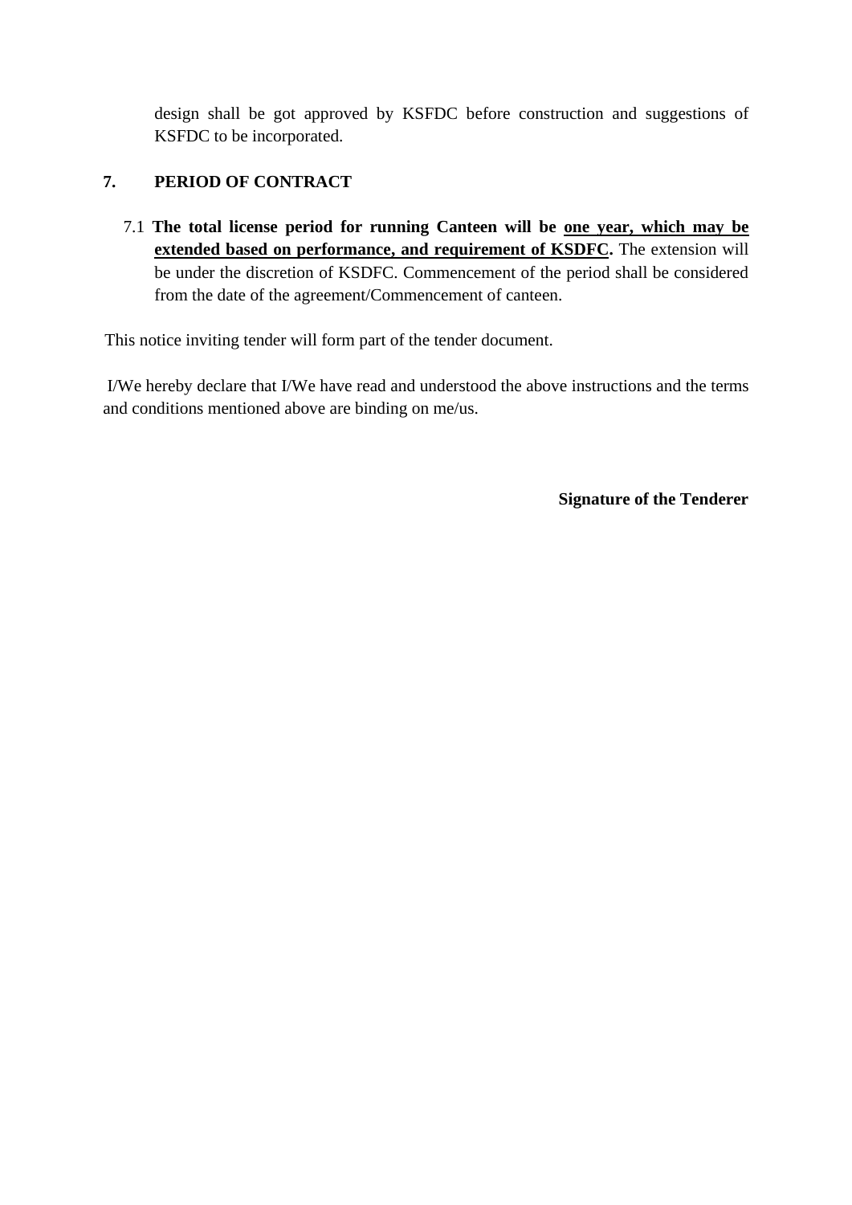design shall be got approved by KSFDC before construction and suggestions of KSFDC to be incorporated.

## 7. PERIOD OF CONTRACT

7.1 **The total license period for running Canteen will be <u>one year, which may be extended based on performance, and requirement of KSDFC</u>.** The extension will be under the discretion of KSDFC. Commencement of the period shall be considered from the date of the agreement/Commencement of canteen.

This notice inviting tender will form part of the tender document.

I/We hereby declare that I/We have read and understood the above instructions and the terms and conditions mentioned above are binding on me/us.

**Signature of the Tenderer**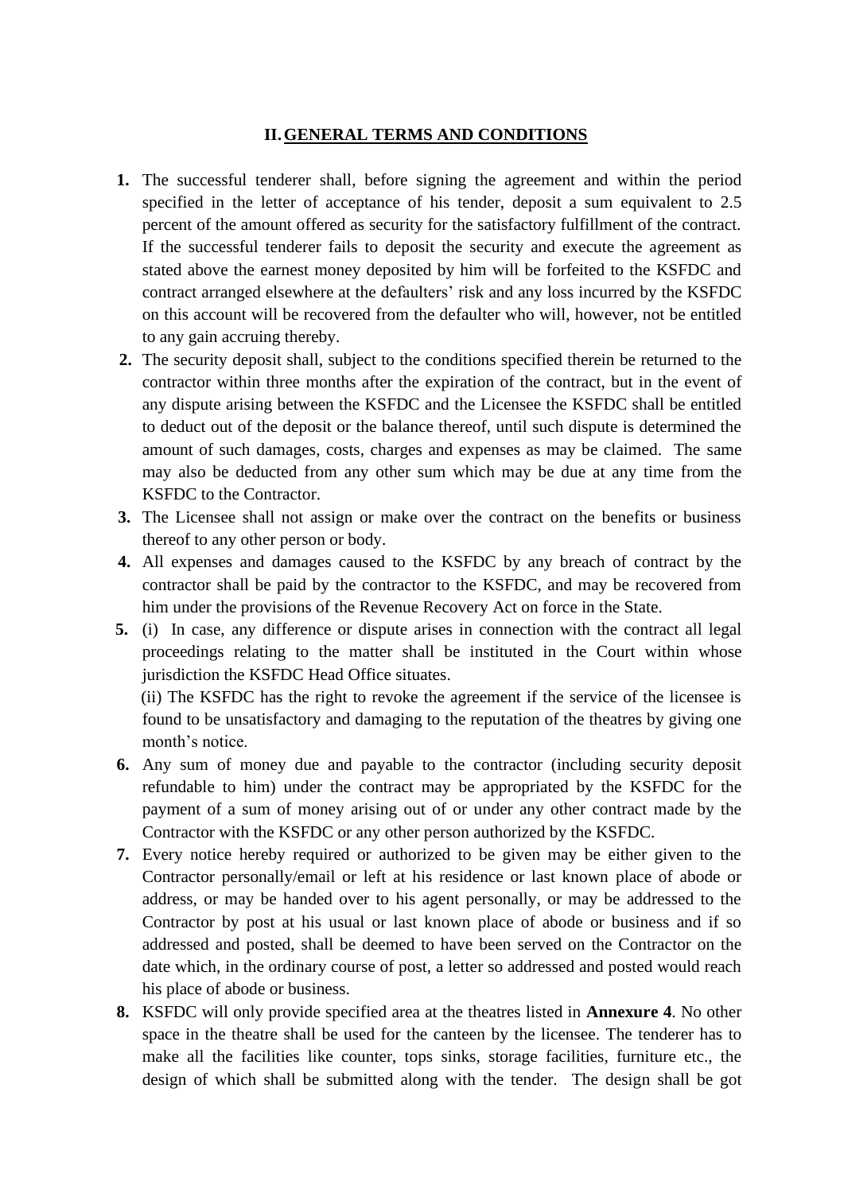## II. GENERAL TERMS AND CONDITIONS

1. The successful tenderer shall, before signing the agreement and within the period specified in the letter of acceptance of his tender, deposit a sum equivalent to 2.5 percent of the amount offered as security for the satisfactory fulfillment of the contract. If the successful tenderer fails to deposit the security and execute the agreement as stated above the earnest money deposited by him will be forfeited to the KSFDC and contract arranged elsewhere at the defaulters' risk and any loss incurred by the KSFDC on this account will be recovered from the defaulter who will, however, not be entitled to any gain accruing thereby.
2. The security deposit shall, subject to the conditions specified therein be returned to the contractor within three months after the expiration of the contract, but in the event of any dispute arising between the KSFDC and the Licensee the KSFDC shall be entitled to deduct out of the deposit or the balance thereof, until such dispute is determined the amount of such damages, costs, charges and expenses as may be claimed. The same may also be deducted from any other sum which may be due at any time from the KSFDC to the Contractor.
3. The Licensee shall not assign or make over the contract on the benefits or business thereof to any other person or body.
4. All expenses and damages caused to the KSFDC by any breach of contract by the contractor shall be paid by the contractor to the KSFDC, and may be recovered from him under the provisions of the Revenue Recovery Act on force in the State.
5. (i) In case, any difference or dispute arises in connection with the contract all legal proceedings relating to the matter shall be instituted in the Court within whose jurisdiction the KSFDC Head Office situates.

   (ii) The KSFDC has the right to revoke the agreement if the service of the licensee is found to be unsatisfactory and damaging to the reputation of the theatres by giving one month's notice.
6. Any sum of money due and payable to the contractor (including security deposit refundable to him) under the contract may be appropriated by the KSFDC for the payment of a sum of money arising out of or under any other contract made by the Contractor with the KSFDC or any other person authorized by the KSFDC.
7. Every notice hereby required or authorized to be given may be either given to the Contractor personally/email or left at his residence or last known place of abode or address, or may be handed over to his agent personally, or may be addressed to the Contractor by post at his usual or last known place of abode or business and if so addressed and posted, shall be deemed to have been served on the Contractor on the date which, in the ordinary course of post, a letter so addressed and posted would reach his place of abode or business.
8. KSFDC will only provide specified area at the theatres listed in **Annexure 4**. No other space in the theatre shall be used for the canteen by the licensee. The tenderer has to make all the facilities like counter, tops sinks, storage facilities, furniture etc., the design of which shall be submitted along with the tender. The design shall be got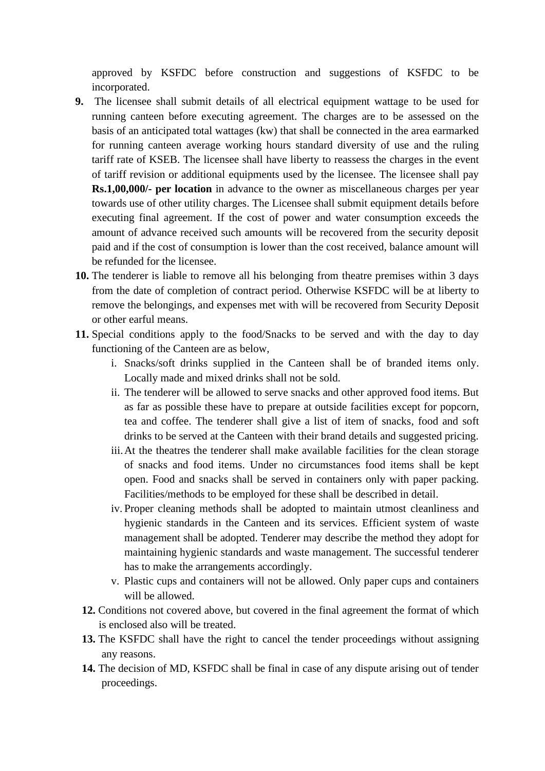approved by KSFDC before construction and suggestions of KSFDC to be incorporated.

9. The licensee shall submit details of all electrical equipment wattage to be used for running canteen before executing agreement. The charges are to be assessed on the basis of an anticipated total wattages (kw) that shall be connected in the area earmarked for running canteen average working hours standard diversity of use and the ruling tariff rate of KSEB. The licensee shall have liberty to reassess the charges in the event of tariff revision or additional equipments used by the licensee. The licensee shall pay **Rs.1,00,000/- per location** in advance to the owner as miscellaneous charges per year towards use of other utility charges. The Licensee shall submit equipment details before executing final agreement. If the cost of power and water consumption exceeds the amount of advance received such amounts will be recovered from the security deposit paid and if the cost of consumption is lower than the cost received, balance amount will be refunded for the licensee.
10. The tenderer is liable to remove all his belonging from theatre premises within 3 days from the date of completion of contract period. Otherwise KSFDC will be at liberty to remove the belongings, and expenses met with will be recovered from Security Deposit or other earful means.
11. Special conditions apply to the food/Snacks to be served and with the day to day functioning of the Canteen are as below,
    1. Snacks/soft drinks supplied in the Canteen shall be of branded items only. Locally made and mixed drinks shall not be sold.
    2. The tenderer will be allowed to serve snacks and other approved food items. But as far as possible these have to prepare at outside facilities except for popcorn, tea and coffee. The tenderer shall give a list of item of snacks, food and soft drinks to be served at the Canteen with their brand details and suggested pricing.
    3. At the theatres the tenderer shall make available facilities for the clean storage of snacks and food items. Under no circumstances food items shall be kept open. Food and snacks shall be served in containers only with paper packing. Facilities/methods to be employed for these shall be described in detail.
    4. Proper cleaning methods shall be adopted to maintain utmost cleanliness and hygienic standards in the Canteen and its services. Efficient system of waste management shall be adopted. Tenderer may describe the method they adopt for maintaining hygienic standards and waste management. The successful tenderer has to make the arrangements accordingly.
    5. Plastic cups and containers will not be allowed. Only paper cups and containers will be allowed.
12. Conditions not covered above, but covered in the final agreement the format of which is enclosed also will be treated.
13. The KSFDC shall have the right to cancel the tender proceedings without assigning any reasons.
14. The decision of MD, KSFDC shall be final in case of any dispute arising out of tender proceedings.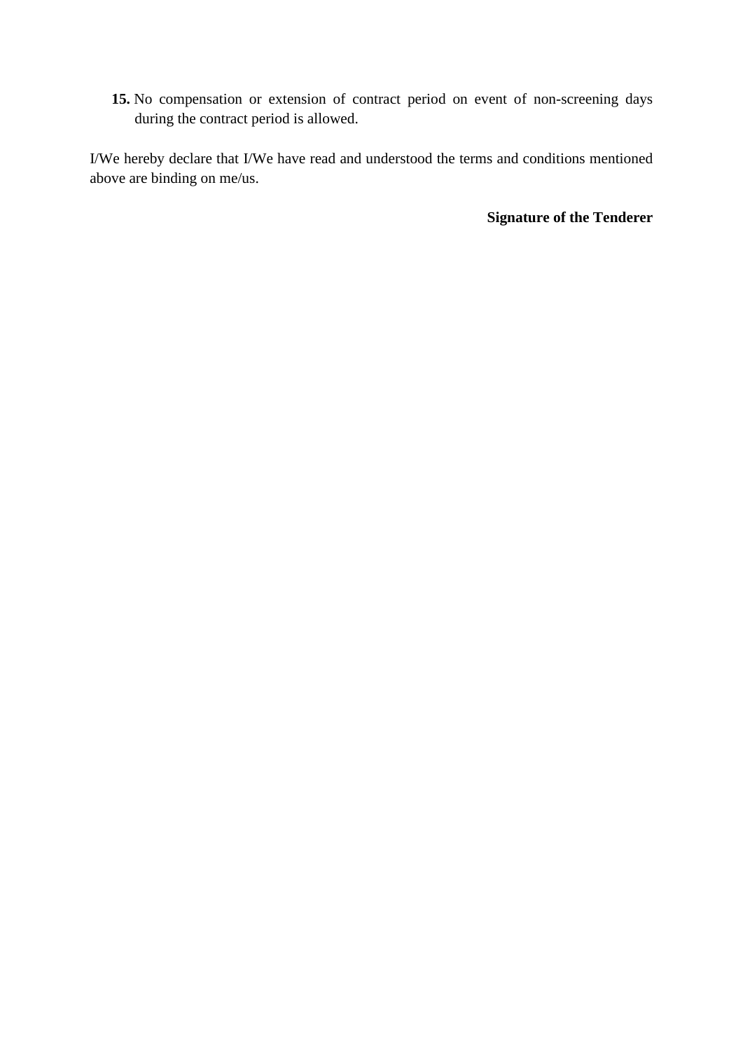15. No compensation or extension of contract period on event of non-screening days during the contract period is allowed.

I/We hereby declare that I/We have read and understood the terms and conditions mentioned above are binding on me/us.

**Signature of the Tenderer**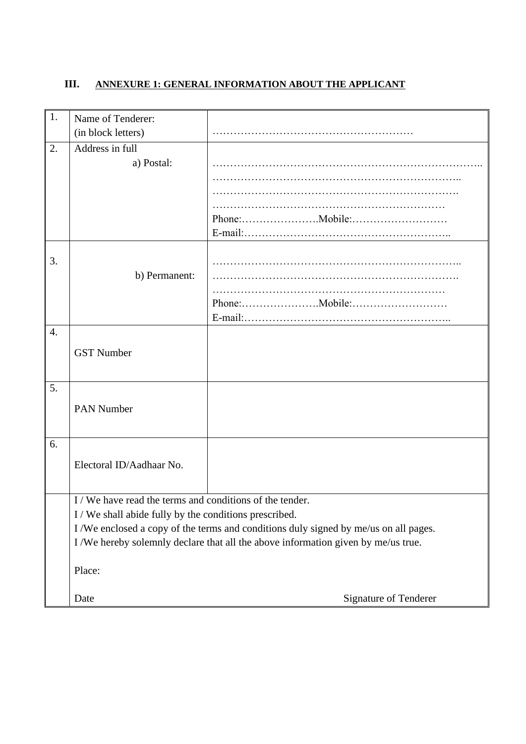### III. ANNEXURE 1: GENERAL INFORMATION ABOUT THE APPLICANT

| | | |
|---|---|---|
| 1. | Name of Tenderer:<br>(in block letters) | ………………………………………………… |
| 2. | Address in full<br>a) Postal: | ………………………………………………………………..<br>……………………………………………………………..<br>…………………………………………………………….<br>…………………………………………………………<br>Phone:………………….Mobile:………………………<br>E-mail:………………………………………………….. |
| 3. | b) Permanent: | ……………………………………………………………..<br>…………………………………………………………….<br>…………………………………………………………<br>Phone:………………….Mobile:………………………<br>E-mail:………………………………………………….. |
| 4. | GST Number | |
| 5. | PAN Number | |
| 6. | Electoral ID/Aadhaar No. | |
| | I / We have read the terms and conditions of the tender.<br>I / We shall abide fully by the conditions prescribed.<br>I /We enclosed a copy of the terms and conditions duly signed by me/us on all pages.<br>I /We hereby solemnly declare that all the above information given by me/us true.<br><br>Place:<br><br>Date Signature of Tenderer | |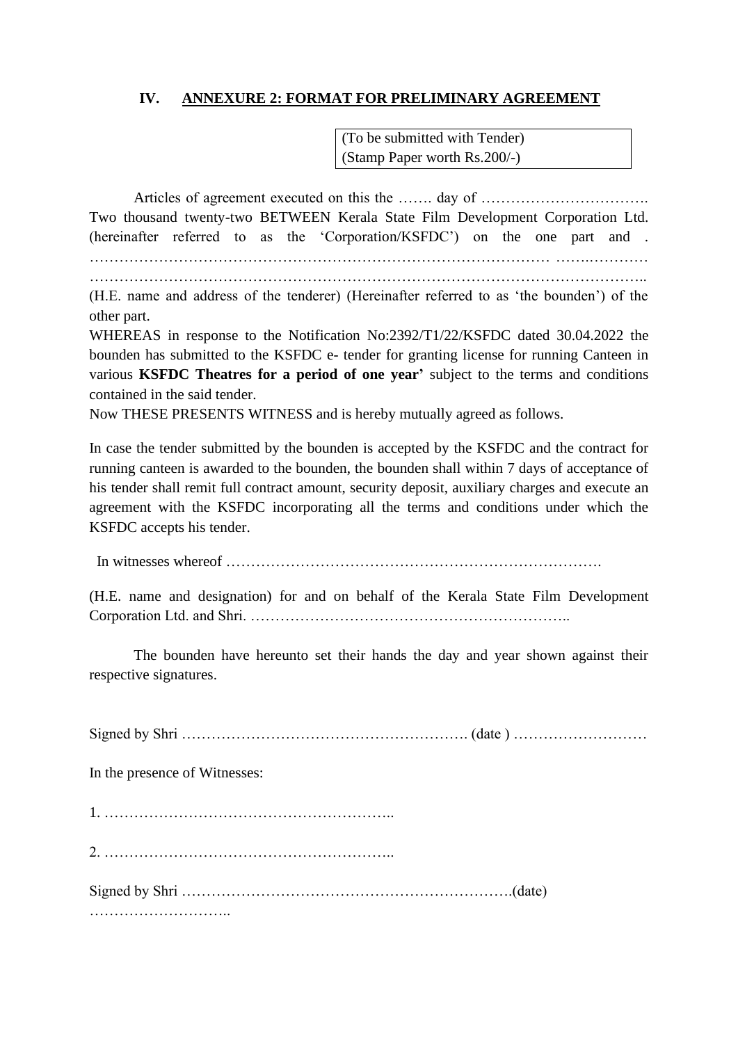## IV. ANNEXURE 2: FORMAT FOR PRELIMINARY AGREEMENT

| (To be submitted with Tender) (Stamp Paper worth Rs.200/-) |
|---|

Articles of agreement executed on this the ……. day of ……………………………. Two thousand twenty-two BETWEEN Kerala State Film Development Corporation Ltd. (hereinafter referred to as the 'Corporation/KSFDC') on the one part and . ………………………………………………………………………………… …….………… ………………………………………………………………………………………………….. (H.E. name and address of the tenderer) (Hereinafter referred to as 'the bounden') of the other part.

WHEREAS in response to the Notification No:2392/T1/22/KSFDC dated 30.04.2022 the bounden has submitted to the KSFDC e- tender for granting license for running Canteen in various **KSFDC Theatres for a period of one year'** subject to the terms and conditions contained in the said tender.

Now THESE PRESENTS WITNESS and is hereby mutually agreed as follows.

In case the tender submitted by the bounden is accepted by the KSFDC and the contract for running canteen is awarded to the bounden, the bounden shall within 7 days of acceptance of his tender shall remit full contract amount, security deposit, auxiliary charges and execute an agreement with the KSFDC incorporating all the terms and conditions under which the KSFDC accepts his tender.

In witnesses whereof …………………………………………………………………….

(H.E. name and designation) for and on behalf of the Kerala State Film Development Corporation Ltd. and Shri. ………………………………………………………..

The bounden have hereunto set their hands the day and year shown against their respective signatures.

Signed by Shri …………………………………………………. (date ) ………………………

In the presence of Witnesses:

1. …………………………………………………..

2. …………………………………………………..

Signed by Shri ………………………………………………………….(date) ………………………..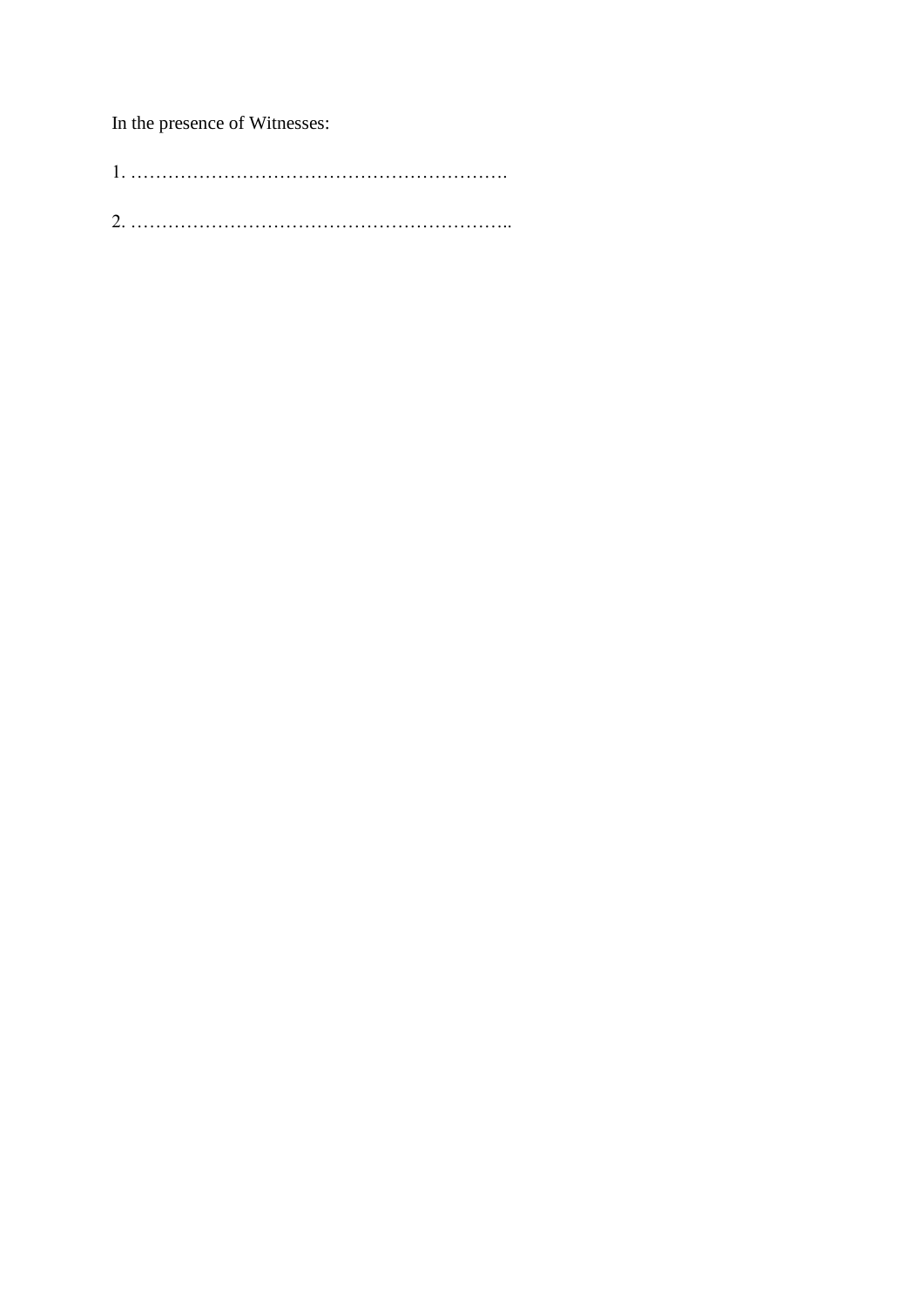In the presence of Witnesses:

1. ……………………………………………………….

2. ……………………………………………………..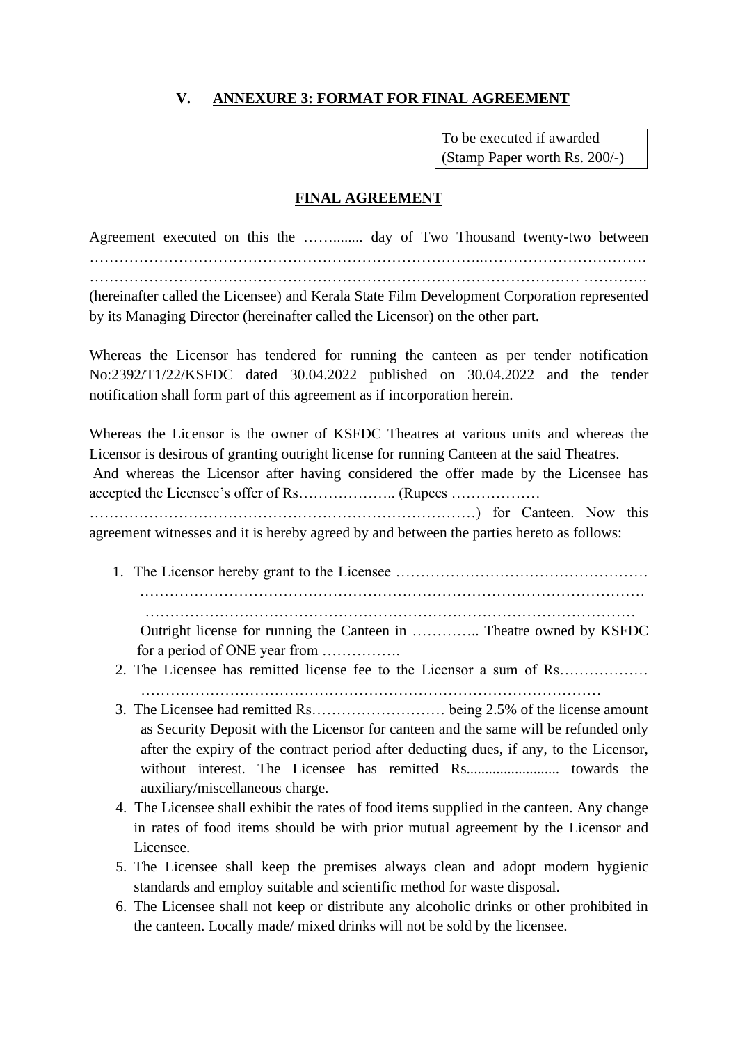## V. ANNEXURE 3: FORMAT FOR FINAL AGREEMENT

To be executed if awarded
(Stamp Paper worth Rs. 200/-)

**FINAL AGREEMENT**

Agreement executed on this the ……........ day of Two Thousand twenty-two between ………………………………………………………………...…………………………… ……………………………………………………………………………………… …………. (hereinafter called the Licensee) and Kerala State Film Development Corporation represented by its Managing Director (hereinafter called the Licensor) on the other part.

Whereas the Licensor has tendered for running the canteen as per tender notification No:2392/T1/22/KSFDC dated 30.04.2022 published on 30.04.2022 and the tender notification shall form part of this agreement as if incorporation herein.

Whereas the Licensor is the owner of KSFDC Theatres at various units and whereas the Licensor is desirous of granting outright license for running Canteen at the said Theatres. And whereas the Licensor after having considered the offer made by the Licensee has accepted the Licensee's offer of Rs……………….. (Rupees ……………… …………………………………………………………………) for Canteen. Now this agreement witnesses and it is hereby agreed by and between the parties hereto as follows:

1. The Licensor hereby grant to the Licensee …………………………………………… ……………………………………………………………………………………… …………………………………………………………………………………… Outright license for running the Canteen in ………….. Theatre owned by KSFDC for a period of ONE year from …………….
2. The Licensee has remitted license fee to the Licensor a sum of Rs……………… ………………………………………………………………………………
3. The Licensee had remitted Rs……………………… being 2.5% of the license amount as Security Deposit with the Licensor for canteen and the same will be refunded only after the expiry of the contract period after deducting dues, if any, to the Licensor, without interest. The Licensee has remitted Rs......................... towards the auxiliary/miscellaneous charge.
4. The Licensee shall exhibit the rates of food items supplied in the canteen. Any change in rates of food items should be with prior mutual agreement by the Licensor and Licensee.
5. The Licensee shall keep the premises always clean and adopt modern hygienic standards and employ suitable and scientific method for waste disposal.
6. The Licensee shall not keep or distribute any alcoholic drinks or other prohibited in the canteen. Locally made/ mixed drinks will not be sold by the licensee.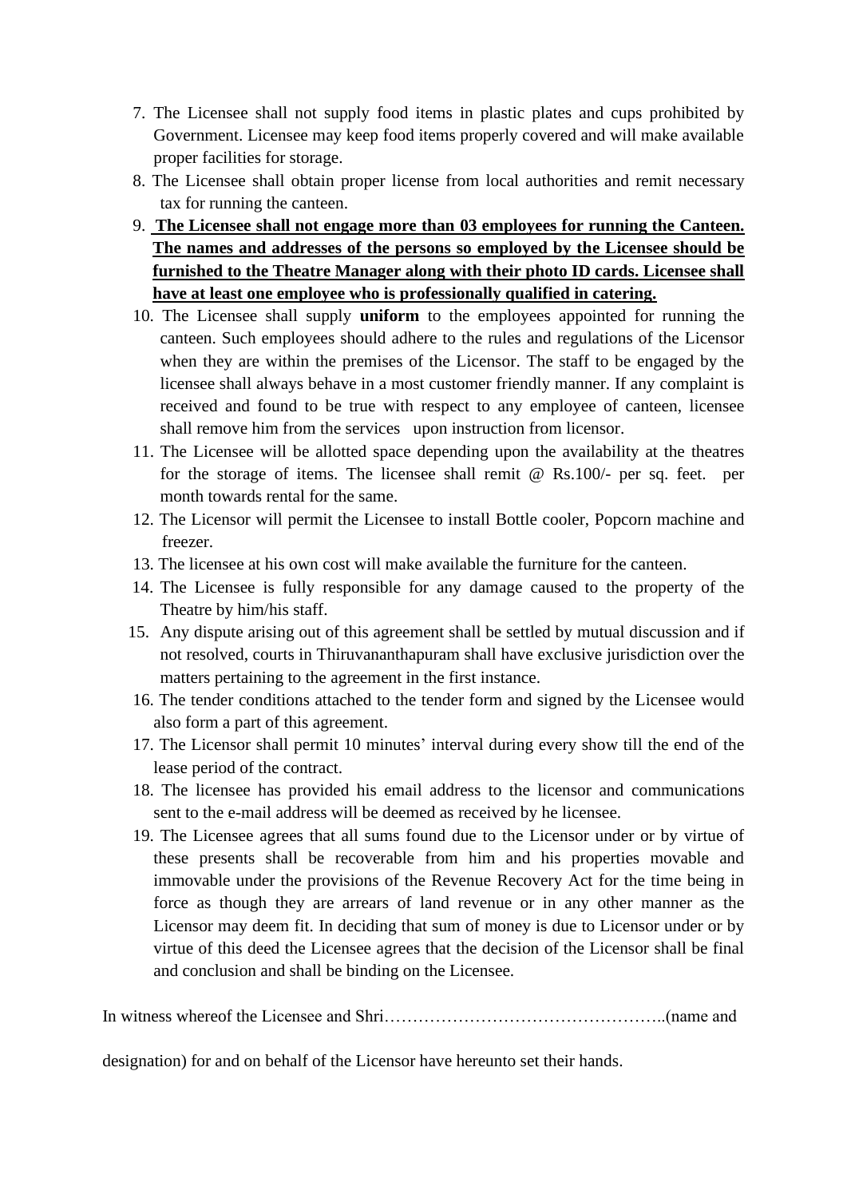7. The Licensee shall not supply food items in plastic plates and cups prohibited by Government. Licensee may keep food items properly covered and will make available proper facilities for storage.
8. The Licensee shall obtain proper license from local authorities and remit necessary tax for running the canteen.
9. **<u>The Licensee shall not engage more than 03 employees for running the Canteen. The names and addresses of the persons so employed by the Licensee should be furnished to the Theatre Manager along with their photo ID cards. Licensee shall have at least one employee who is professionally qualified in catering.</u>**
10. The Licensee shall supply **uniform** to the employees appointed for running the canteen. Such employees should adhere to the rules and regulations of the Licensor when they are within the premises of the Licensor. The staff to be engaged by the licensee shall always behave in a most customer friendly manner. If any complaint is received and found to be true with respect to any employee of canteen, licensee shall remove him from the services upon instruction from licensor.
11. The Licensee will be allotted space depending upon the availability at the theatres for the storage of items. The licensee shall remit @ Rs.100/- per sq. feet. per month towards rental for the same.
12. The Licensor will permit the Licensee to install Bottle cooler, Popcorn machine and freezer.
13. The licensee at his own cost will make available the furniture for the canteen.
14. The Licensee is fully responsible for any damage caused to the property of the Theatre by him/his staff.
15. Any dispute arising out of this agreement shall be settled by mutual discussion and if not resolved, courts in Thiruvananthapuram shall have exclusive jurisdiction over the matters pertaining to the agreement in the first instance.
16. The tender conditions attached to the tender form and signed by the Licensee would also form a part of this agreement.
17. The Licensor shall permit 10 minutes' interval during every show till the end of the lease period of the contract.
18. The licensee has provided his email address to the licensor and communications sent to the e-mail address will be deemed as received by he licensee.
19. The Licensee agrees that all sums found due to the Licensor under or by virtue of these presents shall be recoverable from him and his properties movable and immovable under the provisions of the Revenue Recovery Act for the time being in force as though they are arrears of land revenue or in any other manner as the Licensor may deem fit. In deciding that sum of money is due to Licensor under or by virtue of this deed the Licensee agrees that the decision of the Licensor shall be final and conclusion and shall be binding on the Licensee.

In witness whereof the Licensee and Shri…………………………………………..(name and designation) for and on behalf of the Licensor have hereunto set their hands.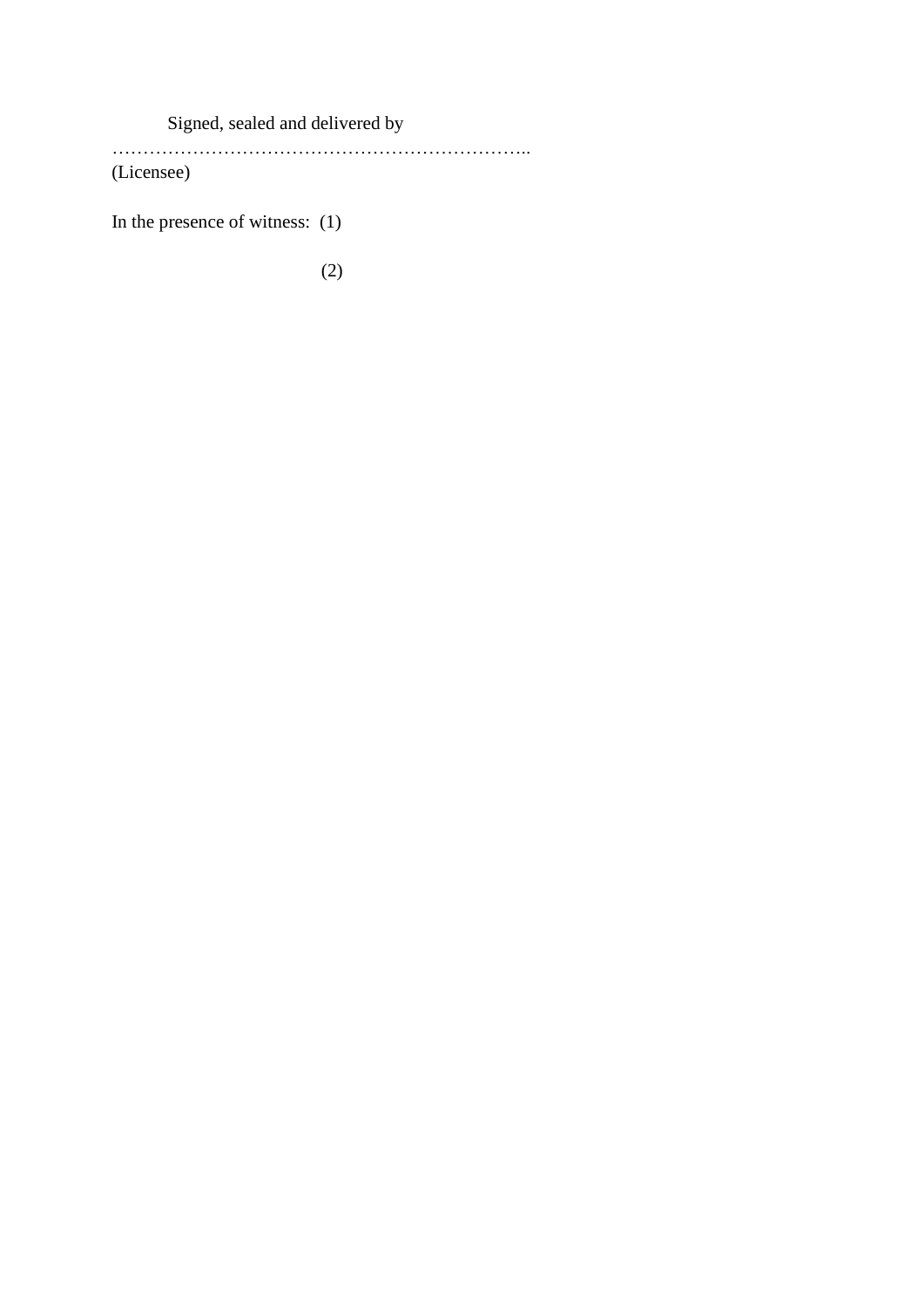Signed, sealed and delivered by

…………………………………………………………..
(Licensee)

In the presence of witness: (1)

(2)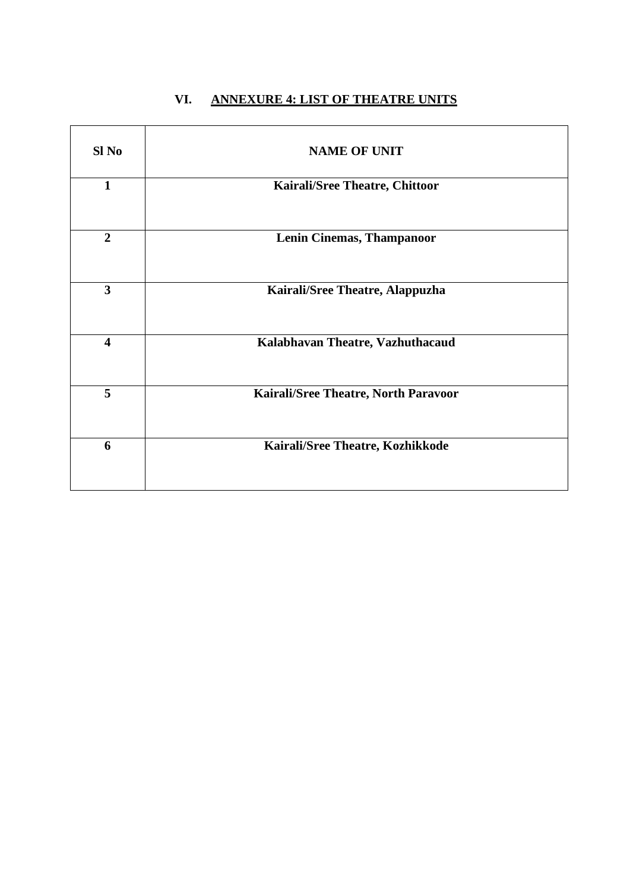## VI. ANNEXURE 4: LIST OF THEATRE UNITS

| Sl No | NAME OF UNIT |
|---|---|
| 1 | Kairali/Sree Theatre, Chittoor |
| 2 | Lenin Cinemas, Thampanoor |
| 3 | Kairali/Sree Theatre, Alappuzha |
| 4 | Kalabhavan Theatre, Vazhuthacaud |
| 5 | Kairali/Sree Theatre, North Paravoor |
| 6 | Kairali/Sree Theatre, Kozhikkode |